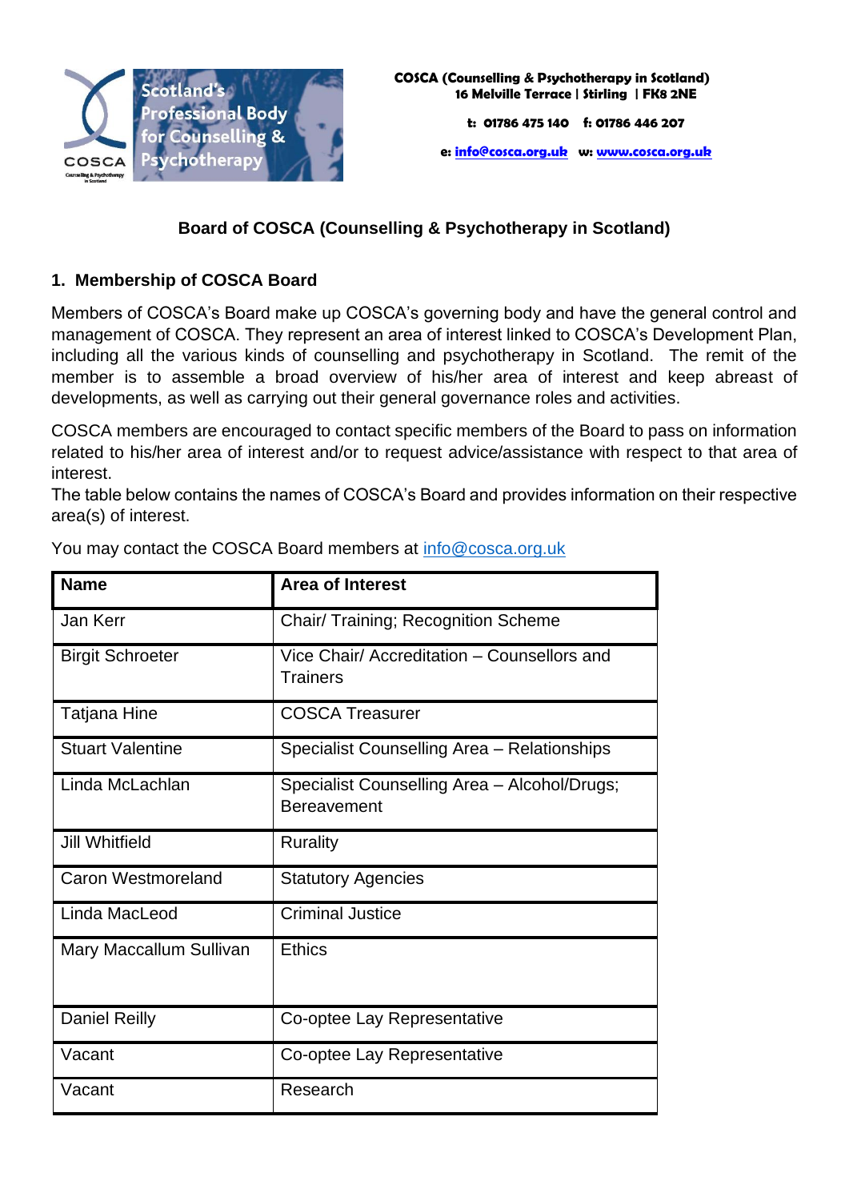Scotland's Professional Body for Counselling & Psychotherapy

**COSCA (Counselling & Psychotherapy in Scotland)**
**16 Melville Terrace | Stirling | FK8 2NE**

**t: 01786 475 140 f: 01786 446 207**

**e: info@cosca.org.uk w: www.cosca.org.uk**

## Board of COSCA (Counselling & Psychotherapy in Scotland)

### 1. Membership of COSCA Board

Members of COSCA's Board make up COSCA's governing body and have the general control and management of COSCA. They represent an area of interest linked to COSCA's Development Plan, including all the various kinds of counselling and psychotherapy in Scotland. The remit of the member is to assemble a broad overview of his/her area of interest and keep abreast of developments, as well as carrying out their general governance roles and activities.

COSCA members are encouraged to contact specific members of the Board to pass on information related to his/her area of interest and/or to request advice/assistance with respect to that area of interest.
The table below contains the names of COSCA's Board and provides information on their respective area(s) of interest.

You may contact the COSCA Board members at info@cosca.org.uk

| Name | Area of Interest |
|---|---|
| Jan Kerr | Chair/ Training; Recognition Scheme |
| Birgit Schroeter | Vice Chair/ Accreditation – Counsellors and Trainers |
| Tatjana Hine | COSCA Treasurer |
| Stuart Valentine | Specialist Counselling Area – Relationships |
| Linda McLachlan | Specialist Counselling Area – Alcohol/Drugs; Bereavement |
| Jill Whitfield | Rurality |
| Caron Westmoreland | Statutory Agencies |
| Linda MacLeod | Criminal Justice |
| Mary Maccallum Sullivan | Ethics |
| Daniel Reilly | Co-optee Lay Representative |
| Vacant | Co-optee Lay Representative |
| Vacant | Research |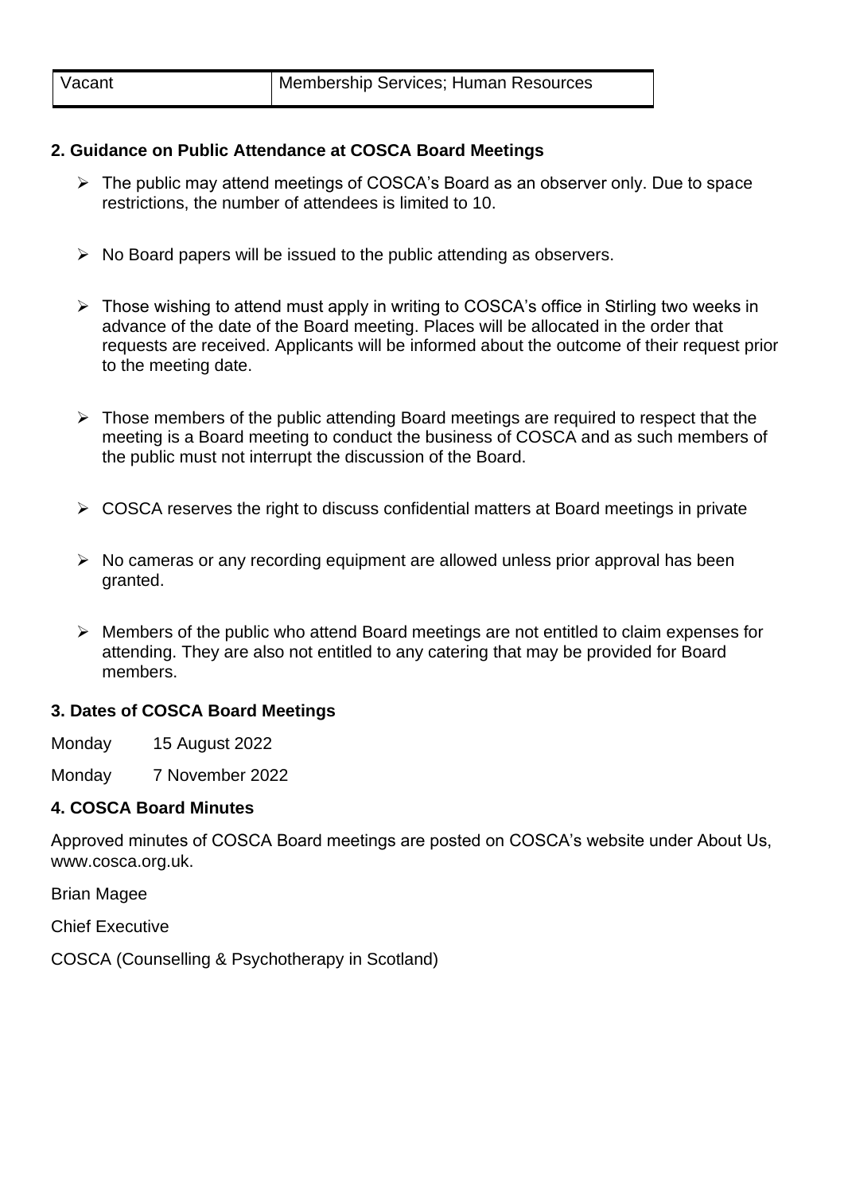| Vacant | Membership Services; Human Resources |
| --- | --- |

**2. Guidance on Public Attendance at COSCA Board Meetings**

- The public may attend meetings of COSCA's Board as an observer only. Due to space restrictions, the number of attendees is limited to 10.
- No Board papers will be issued to the public attending as observers.
- Those wishing to attend must apply in writing to COSCA's office in Stirling two weeks in advance of the date of the Board meeting. Places will be allocated in the order that requests are received. Applicants will be informed about the outcome of their request prior to the meeting date.
- Those members of the public attending Board meetings are required to respect that the meeting is a Board meeting to conduct the business of COSCA and as such members of the public must not interrupt the discussion of the Board.
- COSCA reserves the right to discuss confidential matters at Board meetings in private
- No cameras or any recording equipment are allowed unless prior approval has been granted.
- Members of the public who attend Board meetings are not entitled to claim expenses for attending. They are also not entitled to any catering that may be provided for Board members.

**3. Dates of COSCA Board Meetings**

Monday 15 August 2022

Monday 7 November 2022

**4. COSCA Board Minutes**

Approved minutes of COSCA Board meetings are posted on COSCA's website under About Us, www.cosca.org.uk.

Brian Magee

Chief Executive

COSCA (Counselling & Psychotherapy in Scotland)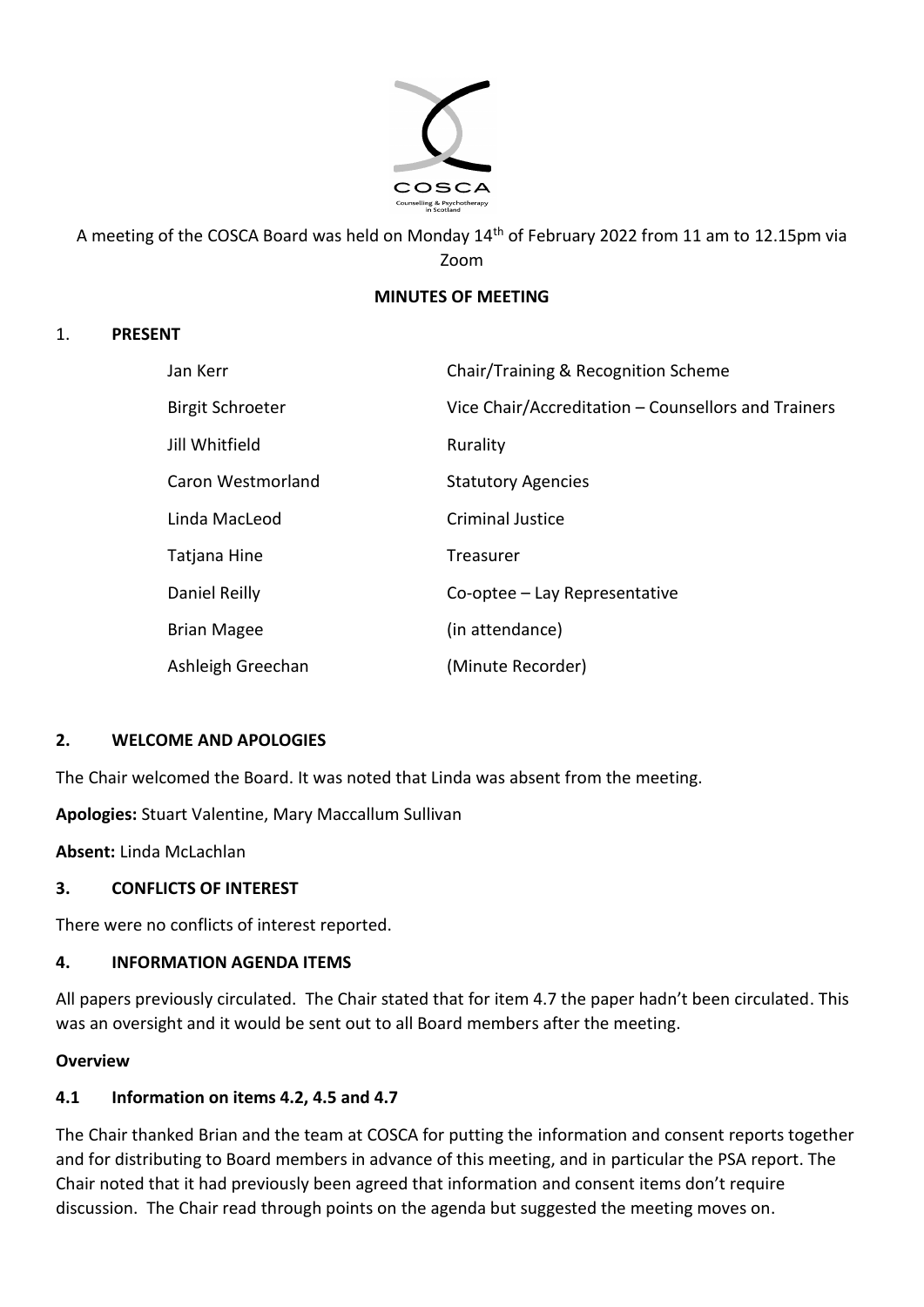A meeting of the COSCA Board was held on Monday 14th of February 2022 from 11 am to 12.15pm via Zoom

**MINUTES OF MEETING**

## 1. PRESENT

| | |
|---|---|
| Jan Kerr | Chair/Training & Recognition Scheme |
| Birgit Schroeter | Vice Chair/Accreditation – Counsellors and Trainers |
| Jill Whitfield | Rurality |
| Caron Westmorland | Statutory Agencies |
| Linda MacLeod | Criminal Justice |
| Tatjana Hine | Treasurer |
| Daniel Reilly | Co-optee – Lay Representative |
| Brian Magee | (in attendance) |
| Ashleigh Greechan | (Minute Recorder) |

## 2. WELCOME AND APOLOGIES

The Chair welcomed the Board. It was noted that Linda was absent from the meeting.

**Apologies:** Stuart Valentine, Mary Maccallum Sullivan

**Absent:** Linda McLachlan

## 3. CONFLICTS OF INTEREST

There were no conflicts of interest reported.

## 4. INFORMATION AGENDA ITEMS

All papers previously circulated. The Chair stated that for item 4.7 the paper hadn't been circulated. This was an oversight and it would be sent out to all Board members after the meeting.

**Overview**

### 4.1 Information on items 4.2, 4.5 and 4.7

The Chair thanked Brian and the team at COSCA for putting the information and consent reports together and for distributing to Board members in advance of this meeting, and in particular the PSA report. The Chair noted that it had previously been agreed that information and consent items don't require discussion. The Chair read through points on the agenda but suggested the meeting moves on.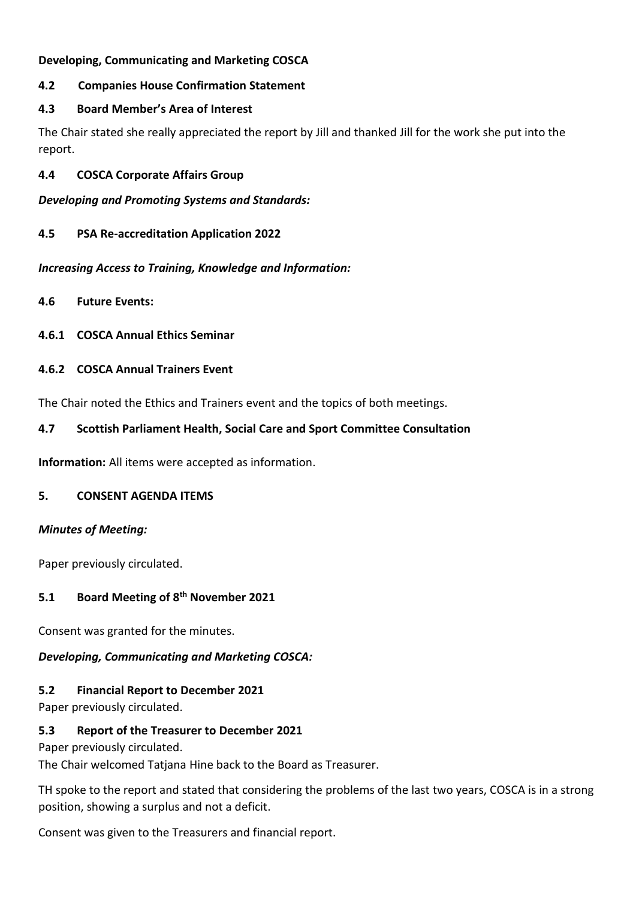**Developing, Communicating and Marketing COSCA**

**4.2 Companies House Confirmation Statement**

**4.3 Board Member's Area of Interest**

The Chair stated she really appreciated the report by Jill and thanked Jill for the work she put into the report.

**4.4 COSCA Corporate Affairs Group**

***Developing and Promoting Systems and Standards:***

**4.5 PSA Re-accreditation Application 2022**

***Increasing Access to Training, Knowledge and Information:***

**4.6 Future Events:**

**4.6.1 COSCA Annual Ethics Seminar**

**4.6.2 COSCA Annual Trainers Event**

The Chair noted the Ethics and Trainers event and the topics of both meetings.

**4.7 Scottish Parliament Health, Social Care and Sport Committee Consultation**

**Information:** All items were accepted as information.

**5. CONSENT AGENDA ITEMS**

***Minutes of Meeting:***

Paper previously circulated.

**5.1 Board Meeting of 8th November 2021**

Consent was granted for the minutes.

***Developing, Communicating and Marketing COSCA:***

**5.2 Financial Report to December 2021**

Paper previously circulated.

**5.3 Report of the Treasurer to December 2021**

Paper previously circulated.

The Chair welcomed Tatjana Hine back to the Board as Treasurer.

TH spoke to the report and stated that considering the problems of the last two years, COSCA is in a strong position, showing a surplus and not a deficit.

Consent was given to the Treasurers and financial report.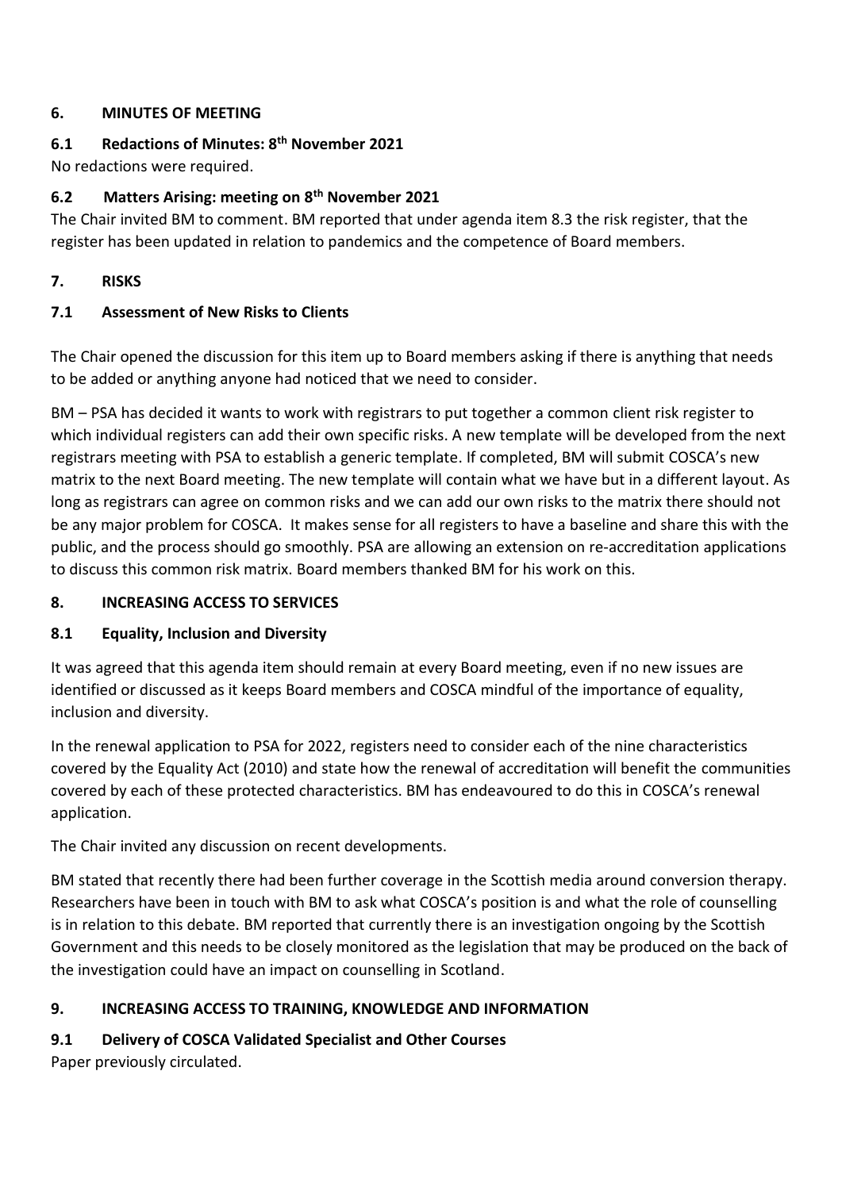## 6. MINUTES OF MEETING

### 6.1 Redactions of Minutes: 8th November 2021

No redactions were required.

### 6.2 Matters Arising: meeting on 8th November 2021

The Chair invited BM to comment. BM reported that under agenda item 8.3 the risk register, that the register has been updated in relation to pandemics and the competence of Board members.

## 7. RISKS

### 7.1 Assessment of New Risks to Clients

The Chair opened the discussion for this item up to Board members asking if there is anything that needs to be added or anything anyone had noticed that we need to consider.

BM – PSA has decided it wants to work with registrars to put together a common client risk register to which individual registers can add their own specific risks. A new template will be developed from the next registrars meeting with PSA to establish a generic template. If completed, BM will submit COSCA's new matrix to the next Board meeting. The new template will contain what we have but in a different layout. As long as registrars can agree on common risks and we can add our own risks to the matrix there should not be any major problem for COSCA. It makes sense for all registers to have a baseline and share this with the public, and the process should go smoothly. PSA are allowing an extension on re-accreditation applications to discuss this common risk matrix. Board members thanked BM for his work on this.

## 8. INCREASING ACCESS TO SERVICES

### 8.1 Equality, Inclusion and Diversity

It was agreed that this agenda item should remain at every Board meeting, even if no new issues are identified or discussed as it keeps Board members and COSCA mindful of the importance of equality, inclusion and diversity.

In the renewal application to PSA for 2022, registers need to consider each of the nine characteristics covered by the Equality Act (2010) and state how the renewal of accreditation will benefit the communities covered by each of these protected characteristics. BM has endeavoured to do this in COSCA's renewal application.

The Chair invited any discussion on recent developments.

BM stated that recently there had been further coverage in the Scottish media around conversion therapy. Researchers have been in touch with BM to ask what COSCA's position is and what the role of counselling is in relation to this debate. BM reported that currently there is an investigation ongoing by the Scottish Government and this needs to be closely monitored as the legislation that may be produced on the back of the investigation could have an impact on counselling in Scotland.

## 9. INCREASING ACCESS TO TRAINING, KNOWLEDGE AND INFORMATION

### 9.1 Delivery of COSCA Validated Specialist and Other Courses

Paper previously circulated.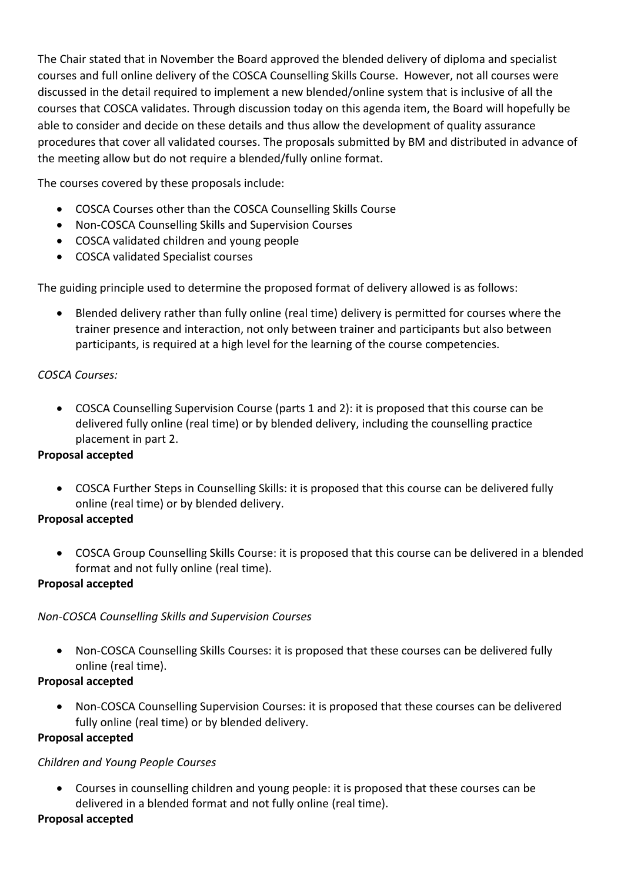The Chair stated that in November the Board approved the blended delivery of diploma and specialist courses and full online delivery of the COSCA Counselling Skills Course. However, not all courses were discussed in the detail required to implement a new blended/online system that is inclusive of all the courses that COSCA validates. Through discussion today on this agenda item, the Board will hopefully be able to consider and decide on these details and thus allow the development of quality assurance procedures that cover all validated courses. The proposals submitted by BM and distributed in advance of the meeting allow but do not require a blended/fully online format.

The courses covered by these proposals include:

- COSCA Courses other than the COSCA Counselling Skills Course
- Non-COSCA Counselling Skills and Supervision Courses
- COSCA validated children and young people
- COSCA validated Specialist courses

The guiding principle used to determine the proposed format of delivery allowed is as follows:

- Blended delivery rather than fully online (real time) delivery is permitted for courses where the trainer presence and interaction, not only between trainer and participants but also between participants, is required at a high level for the learning of the course competencies.

*COSCA Courses:*

- COSCA Counselling Supervision Course (parts 1 and 2): it is proposed that this course can be delivered fully online (real time) or by blended delivery, including the counselling practice placement in part 2.

**Proposal accepted**

- COSCA Further Steps in Counselling Skills: it is proposed that this course can be delivered fully online (real time) or by blended delivery.

**Proposal accepted**

- COSCA Group Counselling Skills Course: it is proposed that this course can be delivered in a blended format and not fully online (real time).

**Proposal accepted**

*Non-COSCA Counselling Skills and Supervision Courses*

- Non-COSCA Counselling Skills Courses: it is proposed that these courses can be delivered fully online (real time).

**Proposal accepted**

- Non-COSCA Counselling Supervision Courses: it is proposed that these courses can be delivered fully online (real time) or by blended delivery.

**Proposal accepted**

*Children and Young People Courses*

- Courses in counselling children and young people: it is proposed that these courses can be delivered in a blended format and not fully online (real time).

**Proposal accepted**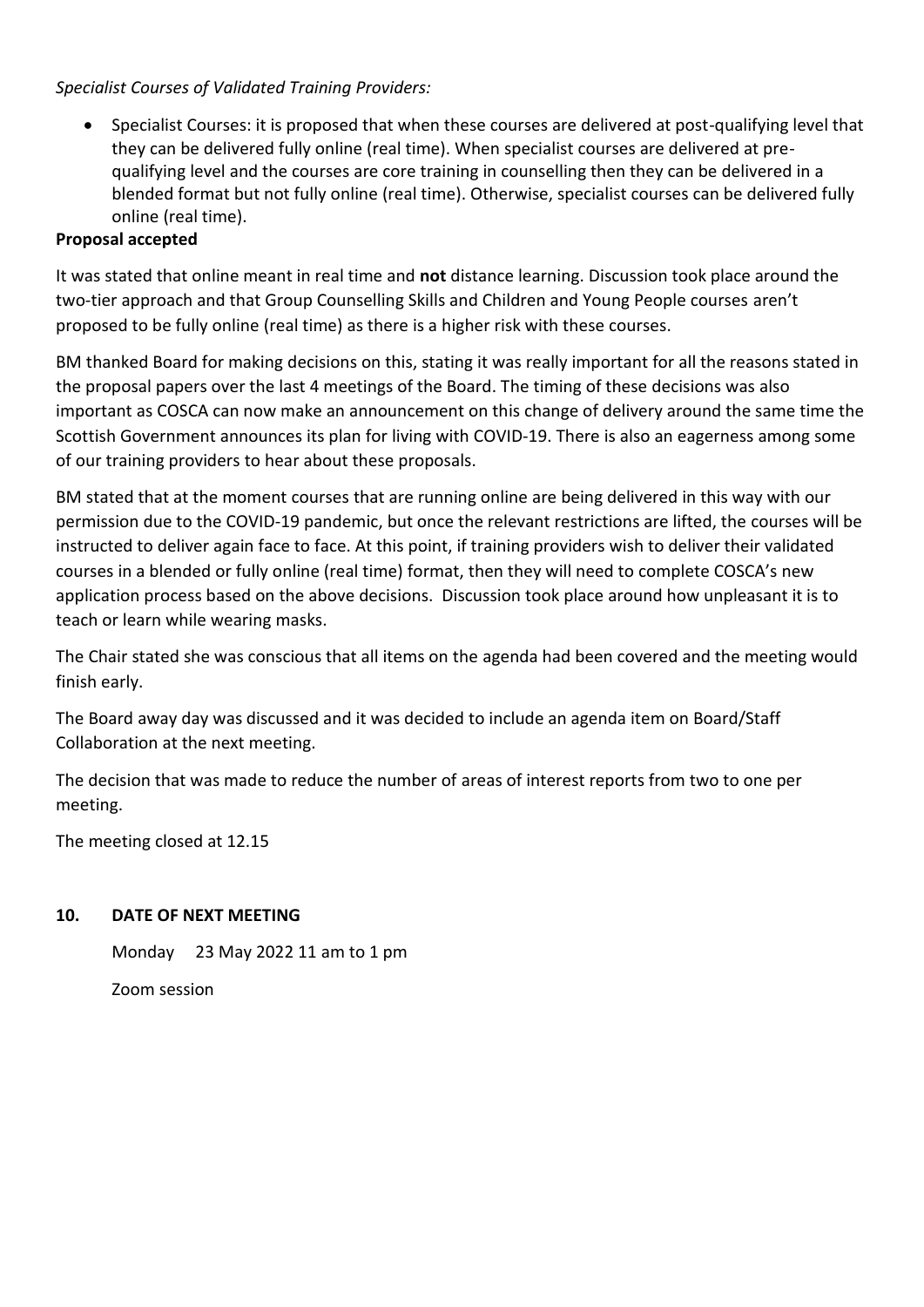*Specialist Courses of Validated Training Providers:*

- Specialist Courses: it is proposed that when these courses are delivered at post-qualifying level that they can be delivered fully online (real time). When specialist courses are delivered at pre-qualifying level and the courses are core training in counselling then they can be delivered in a blended format but not fully online (real time). Otherwise, specialist courses can be delivered fully online (real time).

**Proposal accepted**

It was stated that online meant in real time and **not** distance learning. Discussion took place around the two-tier approach and that Group Counselling Skills and Children and Young People courses aren't proposed to be fully online (real time) as there is a higher risk with these courses.

BM thanked Board for making decisions on this, stating it was really important for all the reasons stated in the proposal papers over the last 4 meetings of the Board. The timing of these decisions was also important as COSCA can now make an announcement on this change of delivery around the same time the Scottish Government announces its plan for living with COVID-19. There is also an eagerness among some of our training providers to hear about these proposals.

BM stated that at the moment courses that are running online are being delivered in this way with our permission due to the COVID-19 pandemic, but once the relevant restrictions are lifted, the courses will be instructed to deliver again face to face. At this point, if training providers wish to deliver their validated courses in a blended or fully online (real time) format, then they will need to complete COSCA's new application process based on the above decisions. Discussion took place around how unpleasant it is to teach or learn while wearing masks.

The Chair stated she was conscious that all items on the agenda had been covered and the meeting would finish early.

The Board away day was discussed and it was decided to include an agenda item on Board/Staff Collaboration at the next meeting.

The decision that was made to reduce the number of areas of interest reports from two to one per meeting.

The meeting closed at 12.15

## 10. DATE OF NEXT MEETING

Monday 23 May 2022 11 am to 1 pm

Zoom session